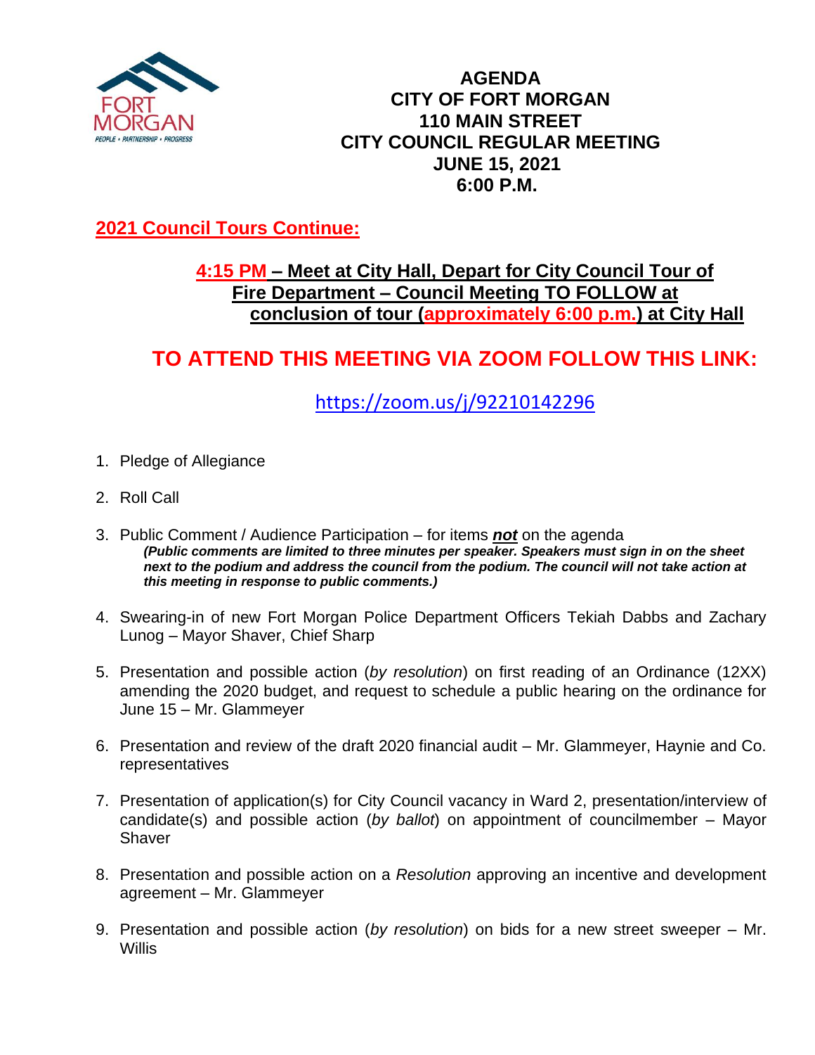# AGENDA
# CITY OF FORT MORGAN
# 110 MAIN STREET
# CITY COUNCIL REGULAR MEETING
# JUNE 15, 2021
# 6:00 P.M.

**2021 Council Tours Continue:**

**4:15 PM – Meet at City Hall, Depart for City Council Tour of Fire Department – Council Meeting TO FOLLOW at conclusion of tour (approximately 6:00 p.m.) at City Hall**

## TO ATTEND THIS MEETING VIA ZOOM FOLLOW THIS LINK:

https://zoom.us/j/92210142296

1. Pledge of Allegiance

2. Roll Call

3. Public Comment / Audience Participation – for items ***not*** on the agenda
   ***(Public comments are limited to three minutes per speaker. Speakers must sign in on the sheet next to the podium and address the council from the podium. The council will not take action at this meeting in response to public comments.)***

4. Swearing-in of new Fort Morgan Police Department Officers Tekiah Dabbs and Zachary Lunog – Mayor Shaver, Chief Sharp

5. Presentation and possible action (*by resolution*) on first reading of an Ordinance (12XX) amending the 2020 budget, and request to schedule a public hearing on the ordinance for June 15 – Mr. Glammeyer

6. Presentation and review of the draft 2020 financial audit – Mr. Glammeyer, Haynie and Co. representatives

7. Presentation of application(s) for City Council vacancy in Ward 2, presentation/interview of candidate(s) and possible action (*by ballot*) on appointment of councilmember – Mayor Shaver

8. Presentation and possible action on a *Resolution* approving an incentive and development agreement – Mr. Glammeyer

9. Presentation and possible action (*by resolution*) on bids for a new street sweeper – Mr. Willis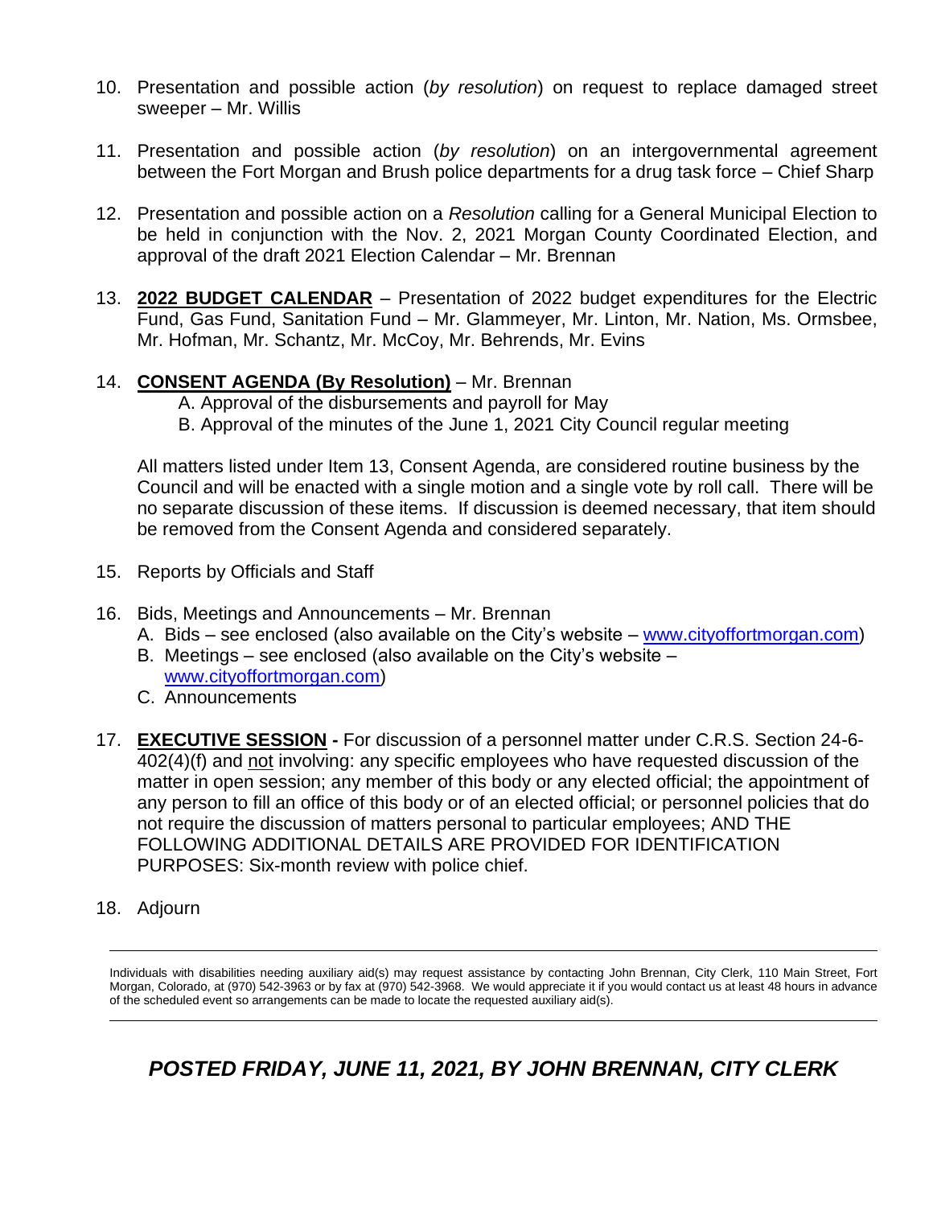10. Presentation and possible action (*by resolution*) on request to replace damaged street sweeper – Mr. Willis

11. Presentation and possible action (*by resolution*) on an intergovernmental agreement between the Fort Morgan and Brush police departments for a drug task force – Chief Sharp

12. Presentation and possible action on a *Resolution* calling for a General Municipal Election to be held in conjunction with the Nov. 2, 2021 Morgan County Coordinated Election, and approval of the draft 2021 Election Calendar – Mr. Brennan

13. **2022 BUDGET CALENDAR** – Presentation of 2022 budget expenditures for the Electric Fund, Gas Fund, Sanitation Fund – Mr. Glammeyer, Mr. Linton, Mr. Nation, Ms. Ormsbee, Mr. Hofman, Mr. Schantz, Mr. McCoy, Mr. Behrends, Mr. Evins

14. **CONSENT AGENDA (By Resolution)** – Mr. Brennan
    A. Approval of the disbursements and payroll for May
    B. Approval of the minutes of the June 1, 2021 City Council regular meeting

    All matters listed under Item 13, Consent Agenda, are considered routine business by the Council and will be enacted with a single motion and a single vote by roll call. There will be no separate discussion of these items. If discussion is deemed necessary, that item should be removed from the Consent Agenda and considered separately.

15. Reports by Officials and Staff

16. Bids, Meetings and Announcements – Mr. Brennan
    A. Bids – see enclosed (also available on the City's website – www.cityoffortmorgan.com)
    B. Meetings – see enclosed (also available on the City's website – www.cityoffortmorgan.com)
    C. Announcements

17. **EXECUTIVE SESSION -** For discussion of a personnel matter under C.R.S. Section 24-6-402(4)(f) and not involving: any specific employees who have requested discussion of the matter in open session; any member of this body or any elected official; the appointment of any person to fill an office of this body or of an elected official; or personnel policies that do not require the discussion of matters personal to particular employees; AND THE FOLLOWING ADDITIONAL DETAILS ARE PROVIDED FOR IDENTIFICATION PURPOSES: Six-month review with police chief.

18. Adjourn

---

Individuals with disabilities needing auxiliary aid(s) may request assistance by contacting John Brennan, City Clerk, 110 Main Street, Fort Morgan, Colorado, at (970) 542-3963 or by fax at (970) 542-3968. We would appreciate it if you would contact us at least 48 hours in advance of the scheduled event so arrangements can be made to locate the requested auxiliary aid(s).

---

***POSTED FRIDAY, JUNE 11, 2021, BY JOHN BRENNAN, CITY CLERK***